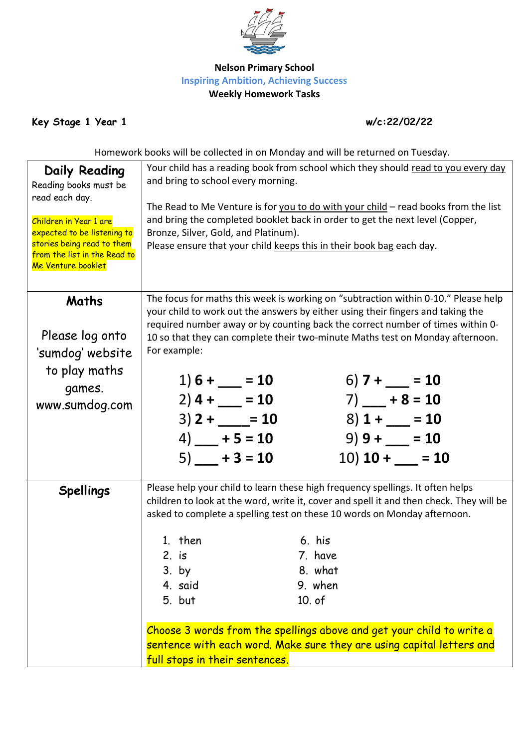**Nelson Primary School**

Inspiring Ambition, Achieving Success

**Weekly Homework Tasks**

**Key Stage 1 Year 1** **w/c:22/02/22**

Homework books will be collected in on Monday and will be returned on Tuesday.

| | |
|---|---|
| **Daily Reading**<br>Reading books must be read each day.<br><br>Children in Year 1 are expected to be listening to stories being read to them from the list in the Read to Me Venture booklet | Your child has a reading book from school which they should read to you every day and bring to school every morning.<br><br>The Read to Me Venture is for you to do with your child – read books from the list and bring the completed booklet back in order to get the next level (Copper, Bronze, Silver, Gold, and Platinum).<br>Please ensure that your child keeps this in their book bag each day. |
| **Maths**<br><br>Please log onto 'sumdog' website to play maths games.<br>www.sumdog.com | The focus for maths this week is working on "subtraction within 0-10." Please help your child to work out the answers by either using their fingers and taking the required number away or by counting back the correct number of times within 0-10 so that they can complete their two-minute Maths test on Monday afternoon. For example:<br><br>1) **6 + ___ = 10**<br>2) **4 + ___ = 10**<br>3) **2 + ____= 10**<br>4) **___ + 5 = 10**<br>5) **___ + 3 = 10**<br>6) **7 + ___ = 10**<br>7) **___ + 8 = 10**<br>8) **1 + ___ = 10**<br>9) **9 + ___ = 10**<br>10) **10 + ___ = 10** |
| **Spellings** | Please help your child to learn these high frequency spellings. It often helps children to look at the word, write it, cover and spell it and then check. They will be asked to complete a spelling test on these 10 words on Monday afternoon.<br><br>1. then<br>2. is<br>3. by<br>4. said<br>5. but<br>6. his<br>7. have<br>8. what<br>9. when<br>10. of<br><br>Choose 3 words from the spellings above and get your child to write a sentence with each word. Make sure they are using capital letters and full stops in their sentences. |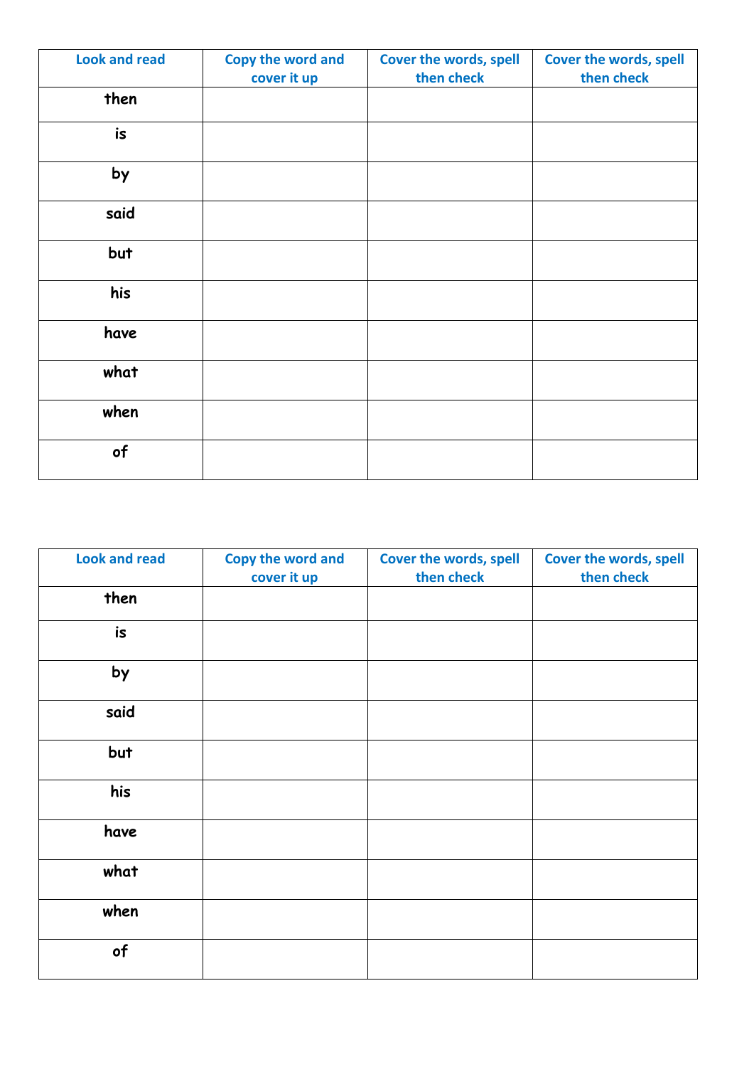| Look and read | Copy the word and cover it up | Cover the words, spell then check | Cover the words, spell then check |
|---|---|---|---|
| then | | | |
| is | | | |
| by | | | |
| said | | | |
| but | | | |
| his | | | |
| have | | | |
| what | | | |
| when | | | |
| of | | | |

| Look and read | Copy the word and cover it up | Cover the words, spell then check | Cover the words, spell then check |
|---|---|---|---|
| then | | | |
| is | | | |
| by | | | |
| said | | | |
| but | | | |
| his | | | |
| have | | | |
| what | | | |
| when | | | |
| of | | | |